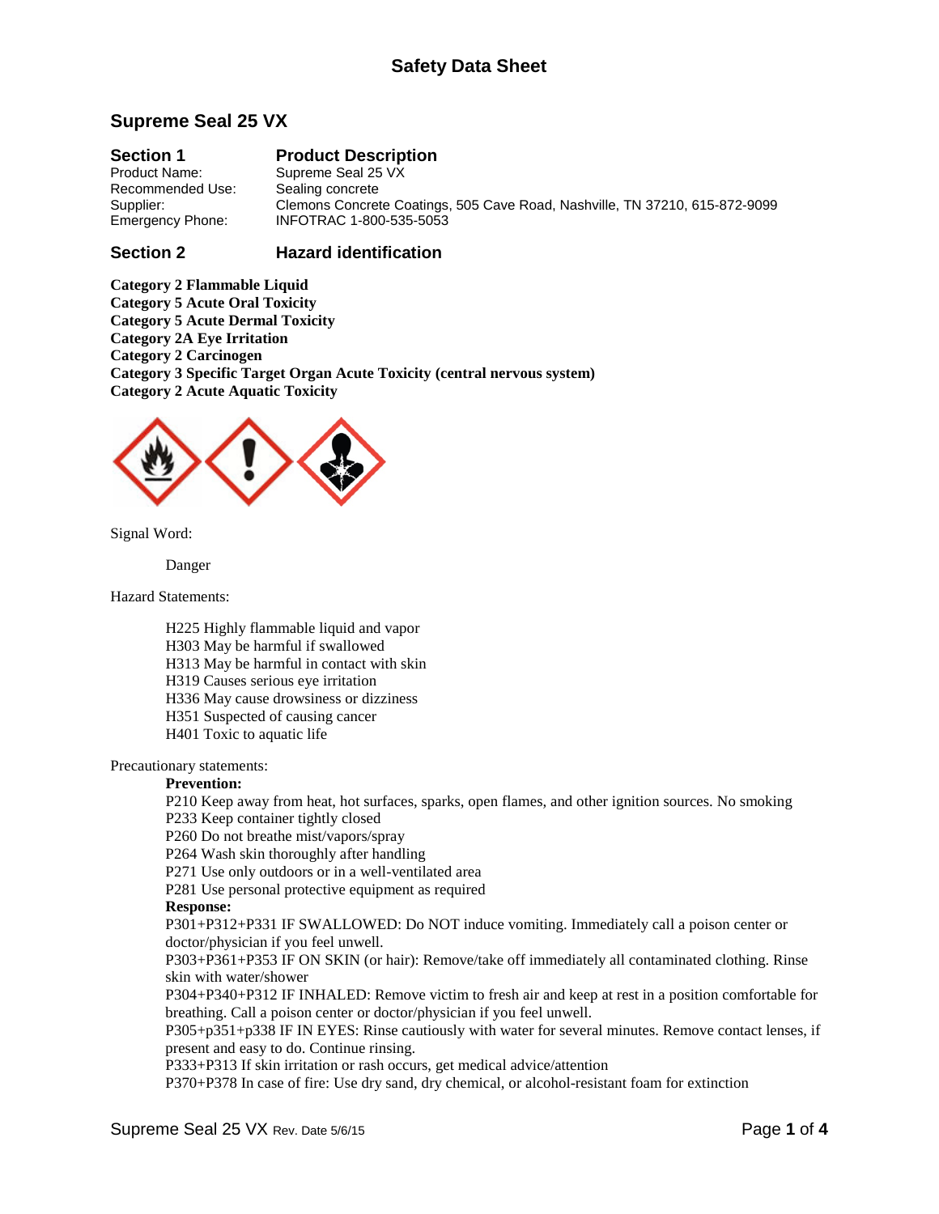# Safety Data Sheet

## Supreme Seal 25 VX

## Section 1 Product Description

Product Name: Supreme Seal 25 VX
Recommended Use: Sealing concrete
Supplier: Clemons Concrete Coatings, 505 Cave Road, Nashville, TN 37210, 615-872-9099
Emergency Phone: INFOTRAC 1-800-535-5053

## Section 2 Hazard identification

**Category 2 Flammable Liquid**
**Category 5 Acute Oral Toxicity**
**Category 5 Acute Dermal Toxicity**
**Category 2A Eye Irritation**
**Category 2 Carcinogen**
**Category 3 Specific Target Organ Acute Toxicity (central nervous system)**
**Category 2 Acute Aquatic Toxicity**

Signal Word:

Danger

Hazard Statements:

H225 Highly flammable liquid and vapor
H303 May be harmful if swallowed
H313 May be harmful in contact with skin
H319 Causes serious eye irritation
H336 May cause drowsiness or dizziness
H351 Suspected of causing cancer
H401 Toxic to aquatic life

Precautionary statements:

**Prevention:**
P210 Keep away from heat, hot surfaces, sparks, open flames, and other ignition sources. No smoking
P233 Keep container tightly closed
P260 Do not breathe mist/vapors/spray
P264 Wash skin thoroughly after handling
P271 Use only outdoors or in a well-ventilated area
P281 Use personal protective equipment as required

**Response:**
P301+P312+P331 IF SWALLOWED: Do NOT induce vomiting. Immediately call a poison center or doctor/physician if you feel unwell.
P303+P361+P353 IF ON SKIN (or hair): Remove/take off immediately all contaminated clothing. Rinse skin with water/shower
P304+P340+P312 IF INHALED: Remove victim to fresh air and keep at rest in a position comfortable for breathing. Call a poison center or doctor/physician if you feel unwell.
P305+p351+p338 IF IN EYES: Rinse cautiously with water for several minutes. Remove contact lenses, if present and easy to do. Continue rinsing.
P333+P313 If skin irritation or rash occurs, get medical advice/attention
P370+P378 In case of fire: Use dry sand, dry chemical, or alcohol-resistant foam for extinction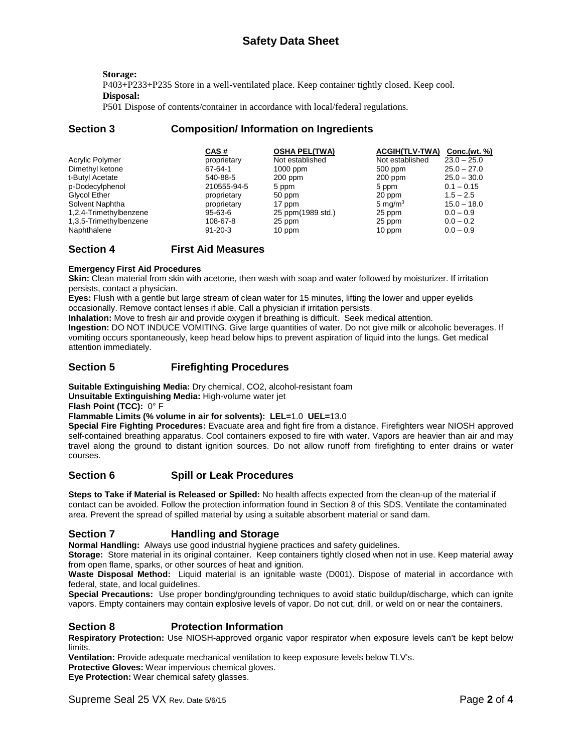**Storage:**

P403+P233+P235 Store in a well-ventilated place. Keep container tightly closed. Keep cool.

**Disposal:**

P501 Dispose of contents/container in accordance with local/federal regulations.

## Section 3 Composition/ Information on Ingredients

| | CAS # | OSHA PEL(TWA) | ACGIH(TLV-TWA) | Conc.(wt. %) |
|---|---|---|---|---|
| Acrylic Polymer | proprietary | Not established | Not established | 23.0 – 25.0 |
| Dimethyl ketone | 67-64-1 | 1000 ppm | 500 ppm | 25.0 – 27.0 |
| t-Butyl Acetate | 540-88-5 | 200 ppm | 200 ppm | 25.0 – 30.0 |
| p-Dodecylphenol | 210555-94-5 | 5 ppm | 5 ppm | 0.1 – 0.15 |
| Glycol Ether | proprietary | 50 ppm | 20 ppm | 1.5 – 2.5 |
| Solvent Naphtha | proprietary | 17 ppm | 5 $mg/m^3$ | 15.0 – 18.0 |
| 1,2,4-Trimethylbenzene | 95-63-6 | 25 ppm(1989 std.) | 25 ppm | 0.0 – 0.9 |
| 1,3,5-Trimethylbenzene | 108-67-8 | 25 ppm | 25 ppm | 0.0 – 0.2 |
| Naphthalene | 91-20-3 | 10 ppm | 10 ppm | 0.0 – 0.9 |

## Section 4 First Aid Measures

**Emergency First Aid Procedures**

**Skin:** Clean material from skin with acetone, then wash with soap and water followed by moisturizer. If irritation persists, contact a physician.

**Eyes:** Flush with a gentle but large stream of clean water for 15 minutes, lifting the lower and upper eyelids occasionally. Remove contact lenses if able. Call a physician if irritation persists.

**Inhalation:** Move to fresh air and provide oxygen if breathing is difficult. Seek medical attention.

**Ingestion:** DO NOT INDUCE VOMITING. Give large quantities of water. Do not give milk or alcoholic beverages. If vomiting occurs spontaneously, keep head below hips to prevent aspiration of liquid into the lungs. Get medical attention immediately.

## Section 5 Firefighting Procedures

**Suitable Extinguishing Media:** Dry chemical, CO2, alcohol-resistant foam

**Unsuitable Extinguishing Media:** High-volume water jet

**Flash Point (TCC):** 0° F

**Flammable Limits (% volume in air for solvents): LEL=**1.0 **UEL=**13.0

**Special Fire Fighting Procedures:** Evacuate area and fight fire from a distance. Firefighters wear NIOSH approved self-contained breathing apparatus. Cool containers exposed to fire with water. Vapors are heavier than air and may travel along the ground to distant ignition sources. Do not allow runoff from firefighting to enter drains or water courses.

## Section 6 Spill or Leak Procedures

**Steps to Take if Material is Released or Spilled:** No health affects expected from the clean-up of the material if contact can be avoided. Follow the protection information found in Section 8 of this SDS. Ventilate the contaminated area. Prevent the spread of spilled material by using a suitable absorbent material or sand dam.

## Section 7 Handling and Storage

**Normal Handling:** Always use good industrial hygiene practices and safety guidelines.

**Storage:** Store material in its original container. Keep containers tightly closed when not in use. Keep material away from open flame, sparks, or other sources of heat and ignition.

**Waste Disposal Method:** Liquid material is an ignitable waste (D001). Dispose of material in accordance with federal, state, and local guidelines.

**Special Precautions:** Use proper bonding/grounding techniques to avoid static buildup/discharge, which can ignite vapors. Empty containers may contain explosive levels of vapor. Do not cut, drill, or weld on or near the containers.

## Section 8 Protection Information

**Respiratory Protection:** Use NIOSH-approved organic vapor respirator when exposure levels can't be kept below limits.

**Ventilation:** Provide adequate mechanical ventilation to keep exposure levels below TLV's.

**Protective Gloves:** Wear impervious chemical gloves.

**Eye Protection:** Wear chemical safety glasses.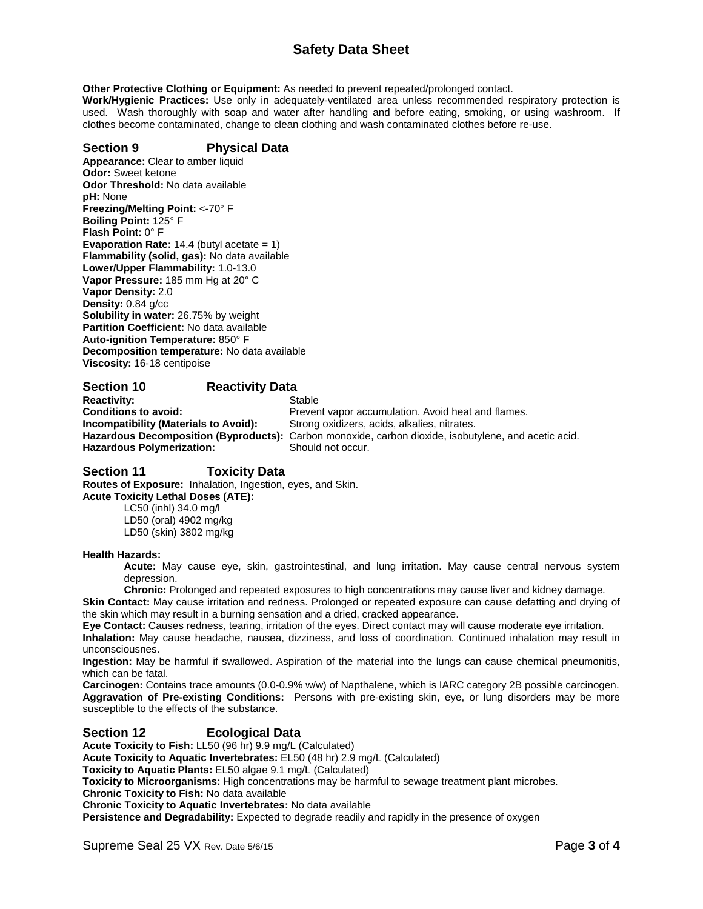**Other Protective Clothing or Equipment:** As needed to prevent repeated/prolonged contact.

**Work/Hygienic Practices:** Use only in adequately-ventilated area unless recommended respiratory protection is used. Wash thoroughly with soap and water after handling and before eating, smoking, or using washroom. If clothes become contaminated, change to clean clothing and wash contaminated clothes before re-use.

## Section 9 Physical Data

**Appearance:** Clear to amber liquid
**Odor:** Sweet ketone
**Odor Threshold:** No data available
**pH:** None
**Freezing/Melting Point:** <-70° F
**Boiling Point:** 125° F
**Flash Point:** 0° F
**Evaporation Rate:** 14.4 (butyl acetate = 1)
**Flammability (solid, gas):** No data available
**Lower/Upper Flammability:** 1.0-13.0
**Vapor Pressure:** 185 mm Hg at 20° C
**Vapor Density:** 2.0
**Density:** 0.84 g/cc
**Solubility in water:** 26.75% by weight
**Partition Coefficient:** No data available
**Auto-ignition Temperature:** 850° F
**Decomposition temperature:** No data available
**Viscosity:** 16-18 centipoise

## Section 10 Reactivity Data

**Reactivity:** Stable
**Conditions to avoid:** Prevent vapor accumulation. Avoid heat and flames.
**Incompatibility (Materials to Avoid):** Strong oxidizers, acids, alkalies, nitrates.
**Hazardous Decomposition (Byproducts):** Carbon monoxide, carbon dioxide, isobutylene, and acetic acid.
**Hazardous Polymerization:** Should not occur.

## Section 11 Toxicity Data

**Routes of Exposure:** Inhalation, Ingestion, eyes, and Skin.
**Acute Toxicity Lethal Doses (ATE):**

LC50 (inhl) 34.0 mg/l
LD50 (oral) 4902 mg/kg
LD50 (skin) 3802 mg/kg

**Health Hazards:**

**Acute:** May cause eye, skin, gastrointestinal, and lung irritation. May cause central nervous system depression.

**Chronic:** Prolonged and repeated exposures to high concentrations may cause liver and kidney damage.

**Skin Contact:** May cause irritation and redness. Prolonged or repeated exposure can cause defatting and drying of the skin which may result in a burning sensation and a dried, cracked appearance.

**Eye Contact:** Causes redness, tearing, irritation of the eyes. Direct contact may will cause moderate eye irritation.

**Inhalation:** May cause headache, nausea, dizziness, and loss of coordination. Continued inhalation may result in unconsciousnes.

**Ingestion:** May be harmful if swallowed. Aspiration of the material into the lungs can cause chemical pneumonitis, which can be fatal.

**Carcinogen:** Contains trace amounts (0.0-0.9% w/w) of Napthalene, which is IARC category 2B possible carcinogen.

**Aggravation of Pre-existing Conditions:** Persons with pre-existing skin, eye, or lung disorders may be more susceptible to the effects of the substance.

## Section 12 Ecological Data

**Acute Toxicity to Fish:** LL50 (96 hr) 9.9 mg/L (Calculated)
**Acute Toxicity to Aquatic Invertebrates:** EL50 (48 hr) 2.9 mg/L (Calculated)
**Toxicity to Aquatic Plants:** EL50 algae 9.1 mg/L (Calculated)
**Toxicity to Microorganisms:** High concentrations may be harmful to sewage treatment plant microbes.
**Chronic Toxicity to Fish:** No data available
**Chronic Toxicity to Aquatic Invertebrates:** No data available
**Persistence and Degradability:** Expected to degrade readily and rapidly in the presence of oxygen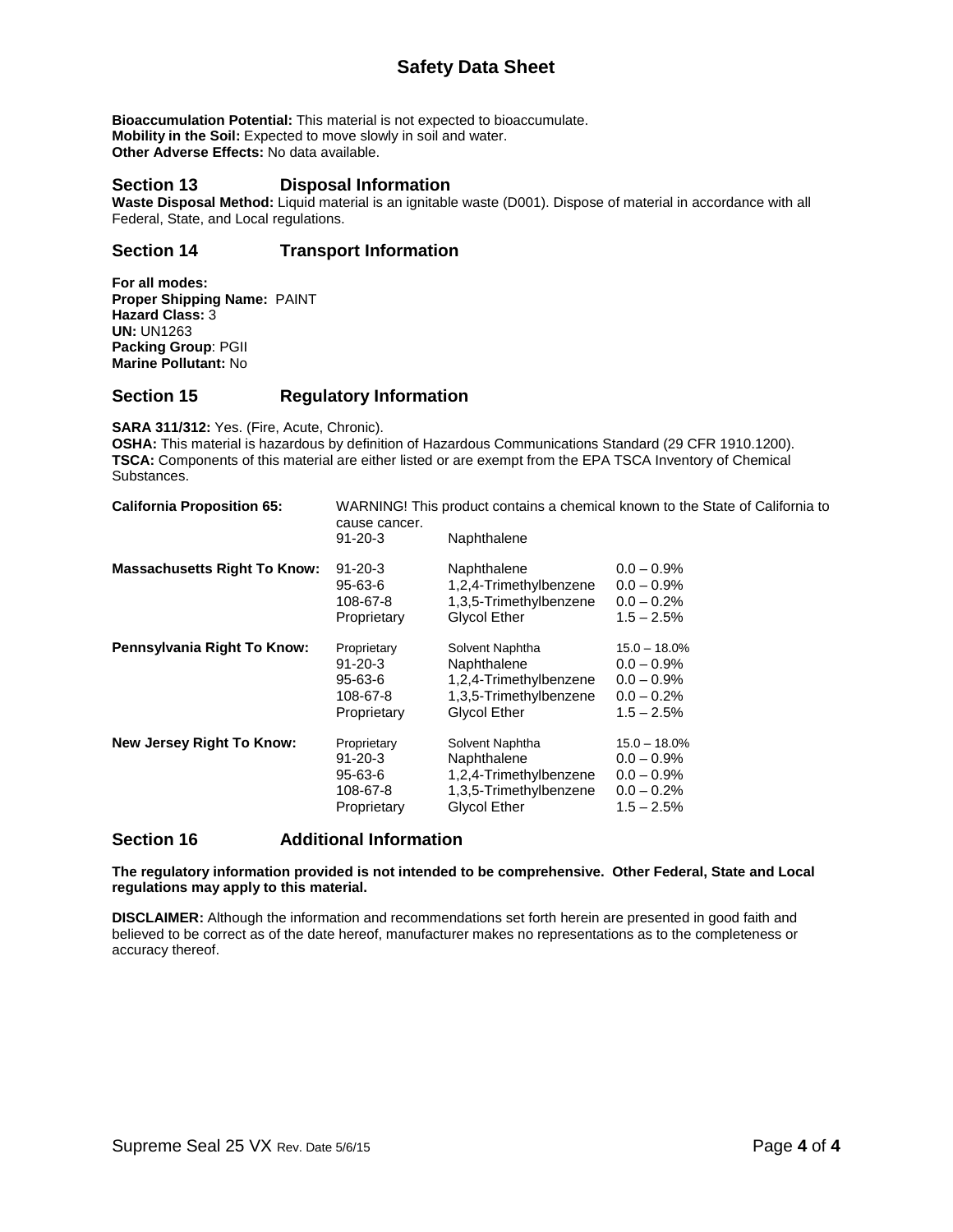**Bioaccumulation Potential:** This material is not expected to bioaccumulate.
**Mobility in the Soil:** Expected to move slowly in soil and water.
**Other Adverse Effects:** No data available.

## Section 13 Disposal Information

**Waste Disposal Method:** Liquid material is an ignitable waste (D001). Dispose of material in accordance with all Federal, State, and Local regulations.

## Section 14 Transport Information

**For all modes:**
**Proper Shipping Name:** PAINT
**Hazard Class:** 3
**UN:** UN1263
**Packing Group**: PGII
**Marine Pollutant:** No

## Section 15 Regulatory Information

**SARA 311/312:** Yes. (Fire, Acute, Chronic).
**OSHA:** This material is hazardous by definition of Hazardous Communications Standard (29 CFR 1910.1200).
**TSCA:** Components of this material are either listed or are exempt from the EPA TSCA Inventory of Chemical Substances.

**California Proposition 65:** WARNING! This product contains a chemical known to the State of California to cause cancer.
91-20-3 Naphthalene

| | | | |
|---|---|---|---|
| **Massachusetts Right To Know:** | 91-20-3 | Naphthalene | 0.0 – 0.9% |
| | 95-63-6 | 1,2,4-Trimethylbenzene | 0.0 – 0.9% |
| | 108-67-8 | 1,3,5-Trimethylbenzene | 0.0 – 0.2% |
| | Proprietary | Glycol Ether | 1.5 – 2.5% |
| **Pennsylvania Right To Know:** | Proprietary | Solvent Naphtha | 15.0 – 18.0% |
| | 91-20-3 | Naphthalene | 0.0 – 0.9% |
| | 95-63-6 | 1,2,4-Trimethylbenzene | 0.0 – 0.9% |
| | 108-67-8 | 1,3,5-Trimethylbenzene | 0.0 – 0.2% |
| | Proprietary | Glycol Ether | 1.5 – 2.5% |
| **New Jersey Right To Know:** | Proprietary | Solvent Naphtha | 15.0 – 18.0% |
| | 91-20-3 | Naphthalene | 0.0 – 0.9% |
| | 95-63-6 | 1,2,4-Trimethylbenzene | 0.0 – 0.9% |
| | 108-67-8 | 1,3,5-Trimethylbenzene | 0.0 – 0.2% |
| | Proprietary | Glycol Ether | 1.5 – 2.5% |

## Section 16 Additional Information

**The regulatory information provided is not intended to be comprehensive. Other Federal, State and Local regulations may apply to this material.**

**DISCLAIMER:** Although the information and recommendations set forth herein are presented in good faith and believed to be correct as of the date hereof, manufacturer makes no representations as to the completeness or accuracy thereof.